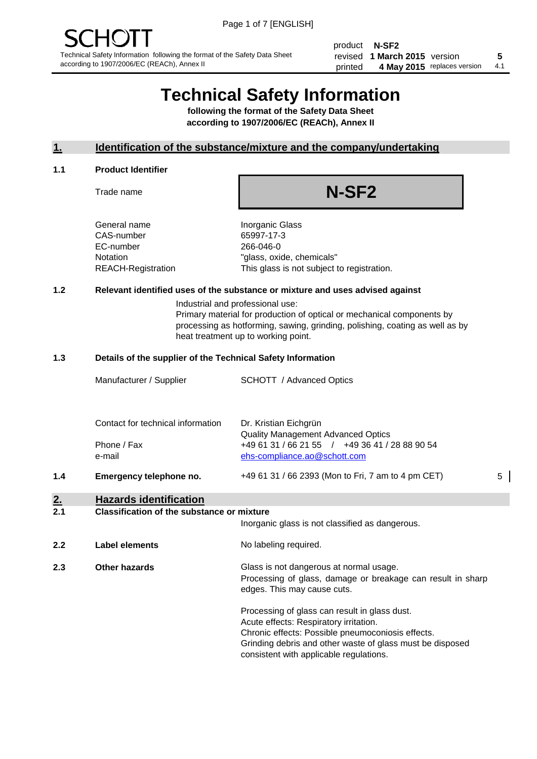SCHOTT

Technical Safety Information following the format of the Safety Data Sheet according to 1907/2006/EC (REACh), Annex II

| | | | |
|---|---|---|---|
| product | **N-SF2** | | |
| revised | **1 March 2015** | version | **5** |
| printed | **4 May 2015** | replaces version | 4.1 |

# Technical Safety Information

**following the format of the Safety Data Sheet according to 1907/2006/EC (REACh), Annex II**

## 1. Identification of the substance/mixture and the company/undertaking

### 1.1 Product Identifier

| | |
|---|---|
| Trade name | **N-SF2** |
| General name | Inorganic Glass |
| CAS-number | 65997-17-3 |
| EC-number | 266-046-0 |
| Notation | "glass, oxide, chemicals" |
| REACH-Registration | This glass is not subject to registration. |

### 1.2 Relevant identified uses of the substance or mixture and uses advised against

Industrial and professional use:
Primary material for production of optical or mechanical components by processing as hotforming, sawing, grinding, polishing, coating as well as by heat treatment up to working point.

### 1.3 Details of the supplier of the Technical Safety Information

| | |
|---|---|
| Manufacturer / Supplier | SCHOTT / Advanced Optics |
| Contact for technical information | Dr. Kristian Eichgrün<br>Quality Management Advanced Optics |
| Phone / Fax | +49 61 31 / 66 21 55 / +49 36 41 / 28 88 90 54 |
| e-mail | ehs-compliance.ao@schott.com |

### 1.4 Emergency telephone no.

+49 61 31 / 66 2393 (Mon to Fri, 7 am to 4 pm CET) 5

## 2. Hazards identification

### 2.1 Classification of the substance or mixture

Inorganic glass is not classified as dangerous.

### 2.2 Label elements

No labeling required.

### 2.3 Other hazards

Glass is not dangerous at normal usage.
Processing of glass, damage or breakage can result in sharp edges. This may cause cuts.

Processing of glass can result in glass dust.
Acute effects: Respiratory irritation.
Chronic effects: Possible pneumoconiosis effects.
Grinding debris and other waste of glass must be disposed consistent with applicable regulations.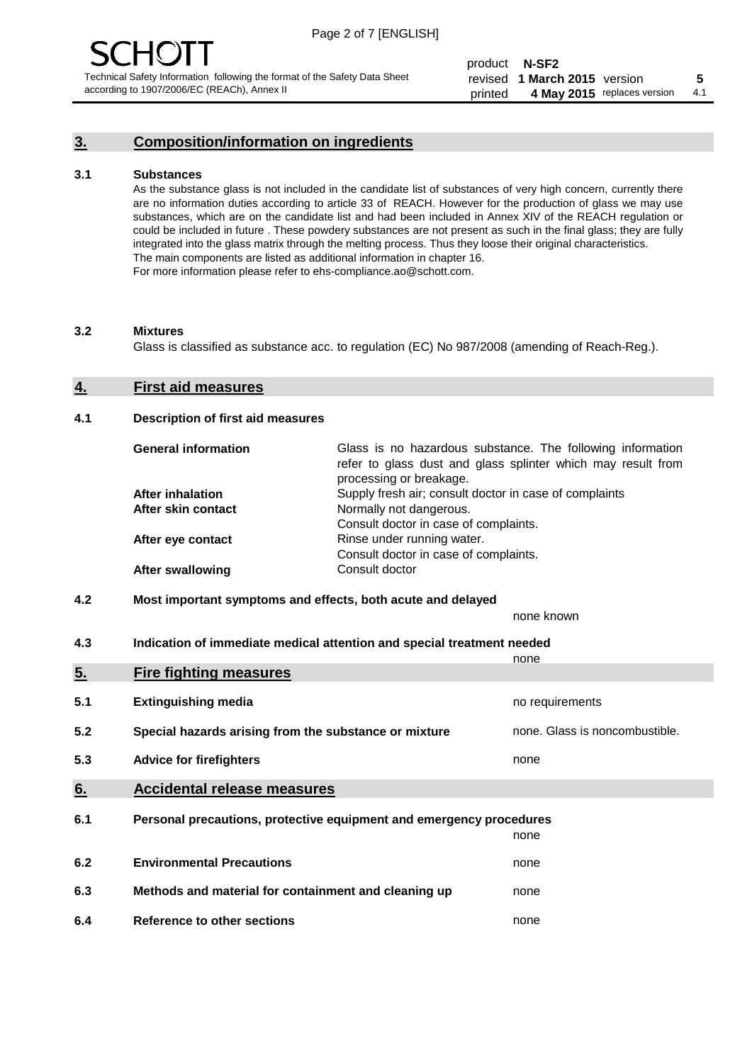## 3. Composition/information on ingredients

### 3.1 Substances

As the substance glass is not included in the candidate list of substances of very high concern, currently there are no information duties according to article 33 of REACH. However for the production of glass we may use substances, which are on the candidate list and had been included in Annex XIV of the REACH regulation or could be included in future . These powdery substances are not present as such in the final glass; they are fully integrated into the glass matrix through the melting process. Thus they loose their original characteristics. The main components are listed as additional information in chapter 16.
For more information please refer to ehs-compliance.ao@schott.com.

### 3.2 Mixtures

Glass is classified as substance acc. to regulation (EC) No 987/2008 (amending of Reach-Reg.).

## 4. First aid measures

### 4.1 Description of first aid measures

| | |
|---|---|
| **General information** | Glass is no hazardous substance. The following information refer to glass dust and glass splinter which may result from processing or breakage. |
| **After inhalation** | Supply fresh air; consult doctor in case of complaints |
| **After skin contact** | Normally not dangerous. Consult doctor in case of complaints. |
| **After eye contact** | Rinse under running water. Consult doctor in case of complaints. |
| **After swallowing** | Consult doctor |

### 4.2 Most important symptoms and effects, both acute and delayed

none known

### 4.3 Indication of immediate medical attention and special treatment needed

none

## 5. Fire fighting measures

| | | |
|---|---|---|
| **5.1** | **Extinguishing media** | no requirements |
| **5.2** | **Special hazards arising from the substance or mixture** | none. Glass is noncombustible. |
| **5.3** | **Advice for firefighters** | none |

## 6. Accidental release measures

| | | |
|---|---|---|
| **6.1** | **Personal precautions, protective equipment and emergency procedures** | none |
| **6.2** | **Environmental Precautions** | none |
| **6.3** | **Methods and material for containment and cleaning up** | none |
| **6.4** | **Reference to other sections** | none |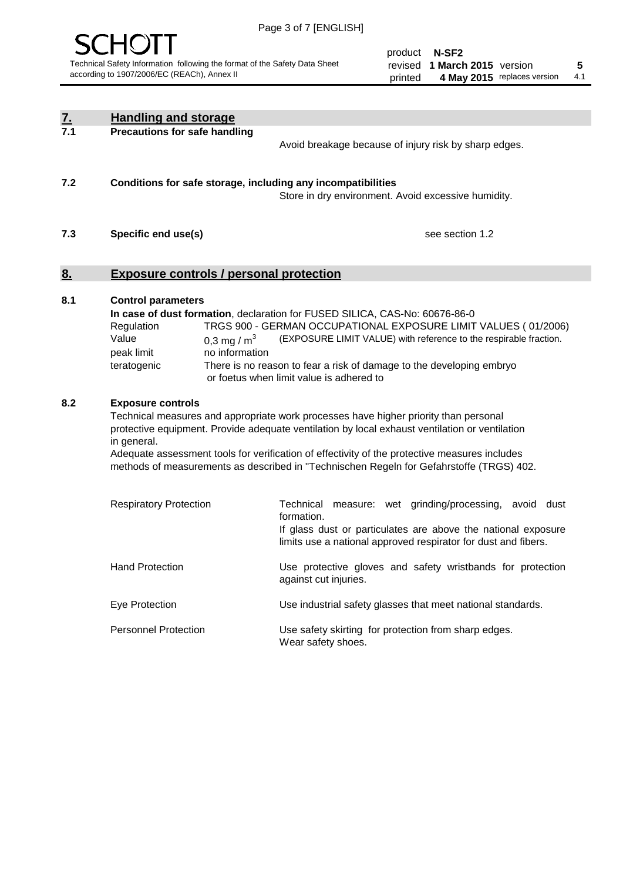## 7. Handling and storage

### 7.1 Precautions for safe handling

Avoid breakage because of injury risk by sharp edges.

### 7.2 Conditions for safe storage, including any incompatibilities

Store in dry environment. Avoid excessive humidity.

### 7.3 Specific end use(s)

see section 1.2

## 8. Exposure controls / personal protection

### 8.1 Control parameters

**In case of dust formation**, declaration for FUSED SILICA, CAS-No: 60676-86-0

| | |
|---|---|
| Regulation | TRGS 900 - GERMAN OCCUPATIONAL EXPOSURE LIMIT VALUES ( 01/2006) |
| Value | 0,3 mg / $m^3$ (EXPOSURE LIMIT VALUE) with reference to the respirable fraction. |
| peak limit | no information |
| teratogenic | There is no reason to fear a risk of damage to the developing embryo or foetus when limit value is adhered to |

### 8.2 Exposure controls

Technical measures and appropriate work processes have higher priority than personal protective equipment. Provide adequate ventilation by local exhaust ventilation or ventilation in general.

Adequate assessment tools for verification of effectivity of the protective measures includes methods of measurements as described in "Technischen Regeln for Gefahrstoffe (TRGS) 402.

| | |
|---|---|
| Respiratory Protection | Technical measure: wet grinding/processing, avoid dust formation. If glass dust or particulates are above the national exposure limits use a national approved respirator for dust and fibers. |
| Hand Protection | Use protective gloves and safety wristbands for protection against cut injuries. |
| Eye Protection | Use industrial safety glasses that meet national standards. |
| Personnel Protection | Use safety skirting for protection from sharp edges. Wear safety shoes. |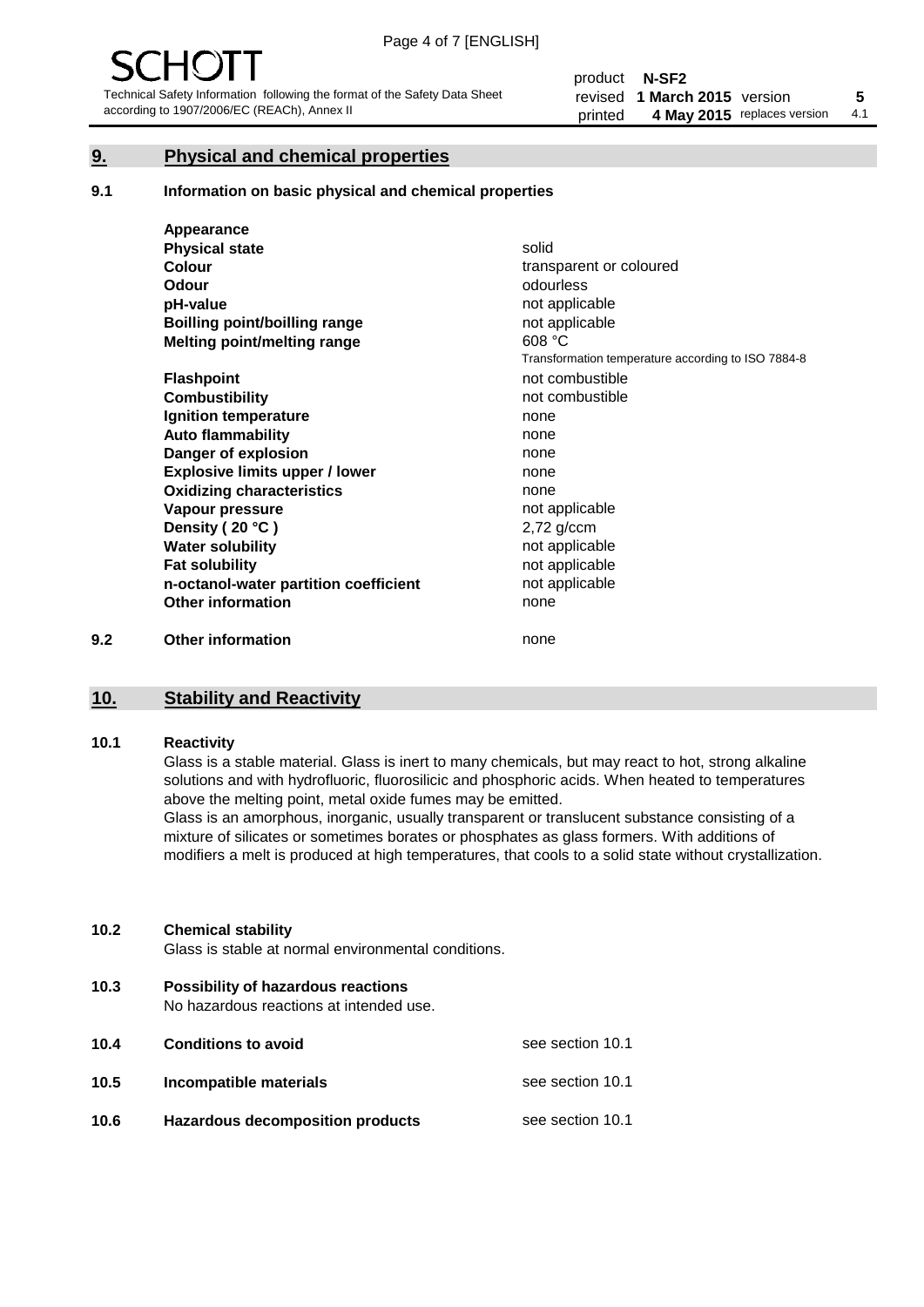## 9. Physical and chemical properties

### 9.1 Information on basic physical and chemical properties

| | |
|---|---|
| **Appearance** | |
| **Physical state** | solid |
| **Colour** | transparent or coloured |
| **Odour** | odourless |
| **pH-value** | not applicable |
| **Boilling point/boilling range** | not applicable |
| **Melting point/melting range** | 608 °C<br>Transformation temperature according to ISO 7884-8 |
| **Flashpoint** | not combustible |
| **Combustibility** | not combustible |
| **Ignition temperature** | none |
| **Auto flammability** | none |
| **Danger of explosion** | none |
| **Explosive limits upper / lower** | none |
| **Oxidizing characteristics** | none |
| **Vapour pressure** | not applicable |
| **Density ( 20 °C )** | 2,72 g/ccm |
| **Water solubility** | not applicable |
| **Fat solubility** | not applicable |
| **n-octanol-water partition coefficient** | not applicable |
| **Other information** | none |

### 9.2 Other information

none

## 10. Stability and Reactivity

### 10.1 Reactivity

Glass is a stable material. Glass is inert to many chemicals, but may react to hot, strong alkaline solutions and with hydrofluoric, fluorosilicic and phosphoric acids. When heated to temperatures above the melting point, metal oxide fumes may be emitted.

Glass is an amorphous, inorganic, usually transparent or translucent substance consisting of a mixture of silicates or sometimes borates or phosphates as glass formers. With additions of modifiers a melt is produced at high temperatures, that cools to a solid state without crystallization.

### 10.2 Chemical stability

Glass is stable at normal environmental conditions.

### 10.3 Possibility of hazardous reactions

No hazardous reactions at intended use.

| | | |
|---|---|---|
| **10.4** | **Conditions to avoid** | see section 10.1 |
| **10.5** | **Incompatible materials** | see section 10.1 |
| **10.6** | **Hazardous decomposition products** | see section 10.1 |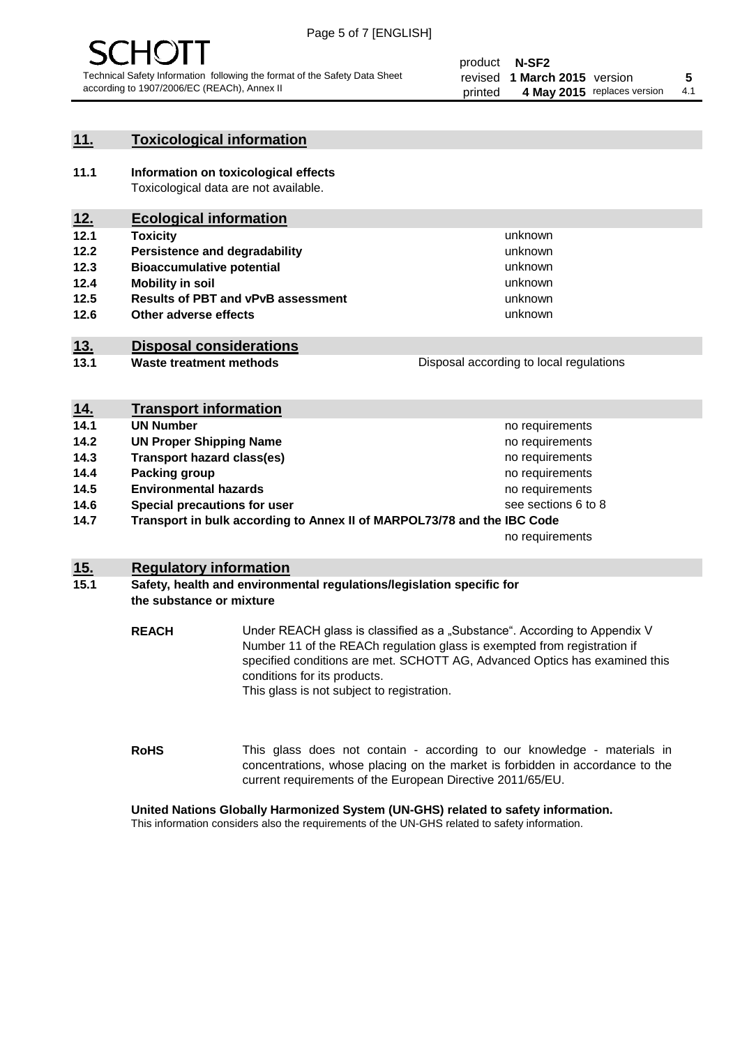## 11. Toxicological information

**11.1 Information on toxicological effects**
Toxicological data are not available.

## 12. Ecological information

| | | |
|---|---|---|
| **12.1** | **Toxicity** | unknown |
| **12.2** | **Persistence and degradability** | unknown |
| **12.3** | **Bioaccumulative potential** | unknown |
| **12.4** | **Mobility in soil** | unknown |
| **12.5** | **Results of PBT and vPvB assessment** | unknown |
| **12.6** | **Other adverse effects** | unknown |

## 13. Disposal considerations

| | | |
|---|---|---|
| **13.1** | **Waste treatment methods** | Disposal according to local regulations |

## 14. Transport information

| | | |
|---|---|---|
| **14.1** | **UN Number** | no requirements |
| **14.2** | **UN Proper Shipping Name** | no requirements |
| **14.3** | **Transport hazard class(es)** | no requirements |
| **14.4** | **Packing group** | no requirements |
| **14.5** | **Environmental hazards** | no requirements |
| **14.6** | **Special precautions for user** | see sections 6 to 8 |
| **14.7** | **Transport in bulk according to Annex II of MARPOL73/78 and the IBC Code** | no requirements |

## 15. Regulatory information

**15.1 Safety, health and environmental regulations/legislation specific for the substance or mixture**

**REACH** Under REACH glass is classified as a „Substance". According to Appendix V Number 11 of the REACh regulation glass is exempted from registration if specified conditions are met. SCHOTT AG, Advanced Optics has examined this conditions for its products.
This glass is not subject to registration.

**RoHS** This glass does not contain - according to our knowledge - materials in concentrations, whose placing on the market is forbidden in accordance to the current requirements of the European Directive 2011/65/EU.

**United Nations Globally Harmonized System (UN-GHS) related to safety information.**
This information considers also the requirements of the UN-GHS related to safety information.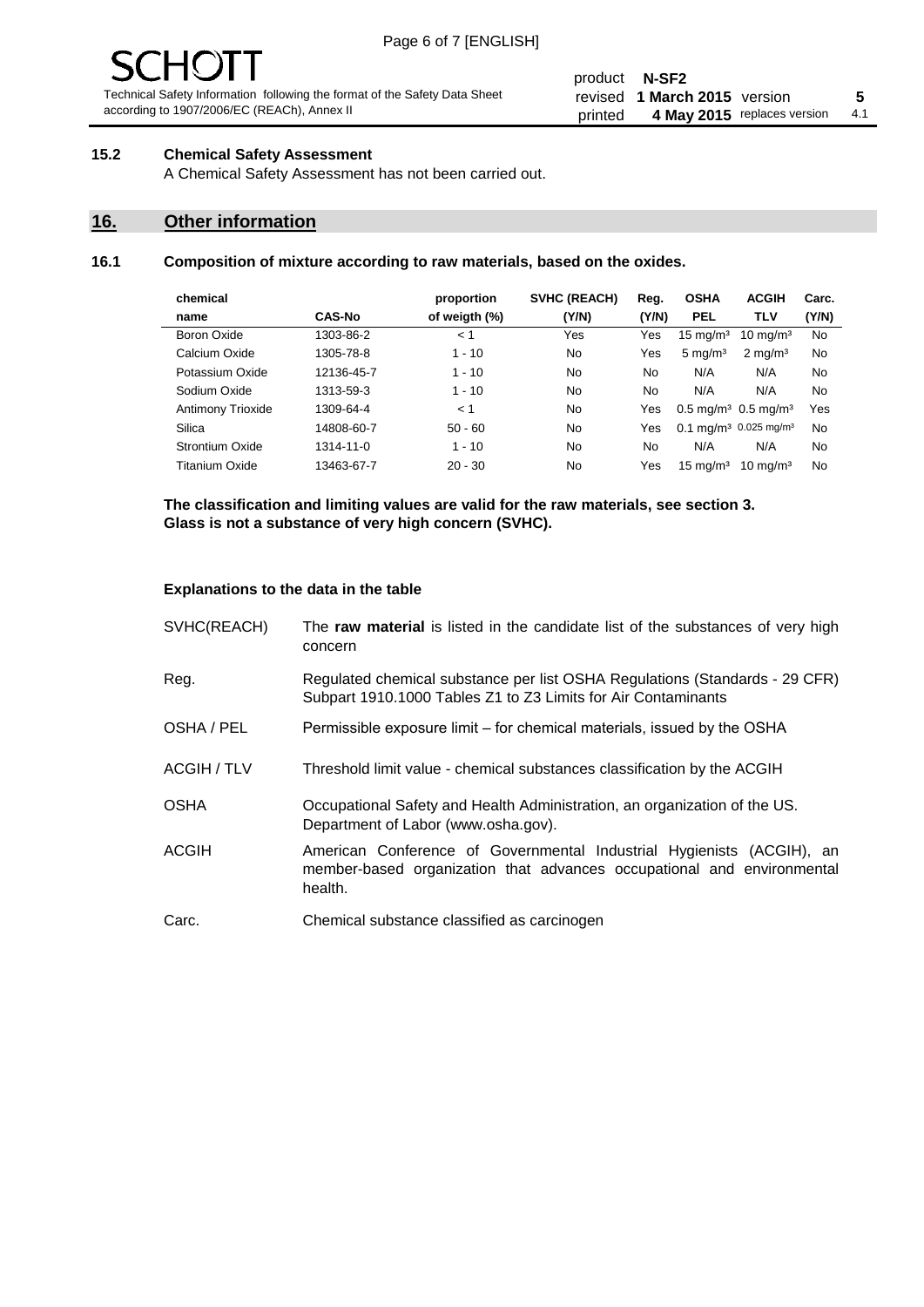### 15.2 Chemical Safety Assessment

A Chemical Safety Assessment has not been carried out.

## 16. Other information

### 16.1 Composition of mixture according to raw materials, based on the oxides.

| chemical name | CAS-No | proportion of weigth (%) | SVHC (REACH) (Y/N) | Reg. (Y/N) | OSHA PEL | ACGIH TLV | Carc. (Y/N) |
|---|---|---|---|---|---|---|---|
| Boron Oxide | 1303-86-2 | < 1 | Yes | Yes | 15 mg/m³ | 10 mg/m³ | No |
| Calcium Oxide | 1305-78-8 | 1 - 10 | No | Yes | 5 mg/m³ | 2 mg/m³ | No |
| Potassium Oxide | 12136-45-7 | 1 - 10 | No | No | N/A | N/A | No |
| Sodium Oxide | 1313-59-3 | 1 - 10 | No | No | N/A | N/A | No |
| Antimony Trioxide | 1309-64-4 | < 1 | No | Yes | 0.5 mg/m³ | 0.5 mg/m³ | Yes |
| Silica | 14808-60-7 | 50 - 60 | No | Yes | 0.1 mg/m³ | 0.025 mg/m³ | No |
| Strontium Oxide | 1314-11-0 | 1 - 10 | No | No | N/A | N/A | No |
| Titanium Oxide | 13463-67-7 | 20 - 30 | No | Yes | 15 mg/m³ | 10 mg/m³ | No |

**The classification and limiting values are valid for the raw materials, see section 3. Glass is not a substance of very high concern (SVHC).**

**Explanations to the data in the table**

| | |
|---|---|
| SVHC(REACH) | The **raw material** is listed in the candidate list of the substances of very high concern |
| Reg. | Regulated chemical substance per list OSHA Regulations (Standards - 29 CFR) Subpart 1910.1000 Tables Z1 to Z3 Limits for Air Contaminants |
| OSHA / PEL | Permissible exposure limit – for chemical materials, issued by the OSHA |
| ACGIH / TLV | Threshold limit value - chemical substances classification by the ACGIH |
| OSHA | Occupational Safety and Health Administration, an organization of the US. Department of Labor (www.osha.gov). |
| ACGIH | American Conference of Governmental Industrial Hygienists (ACGIH), an member-based organization that advances occupational and environmental health. |
| Carc. | Chemical substance classified as carcinogen |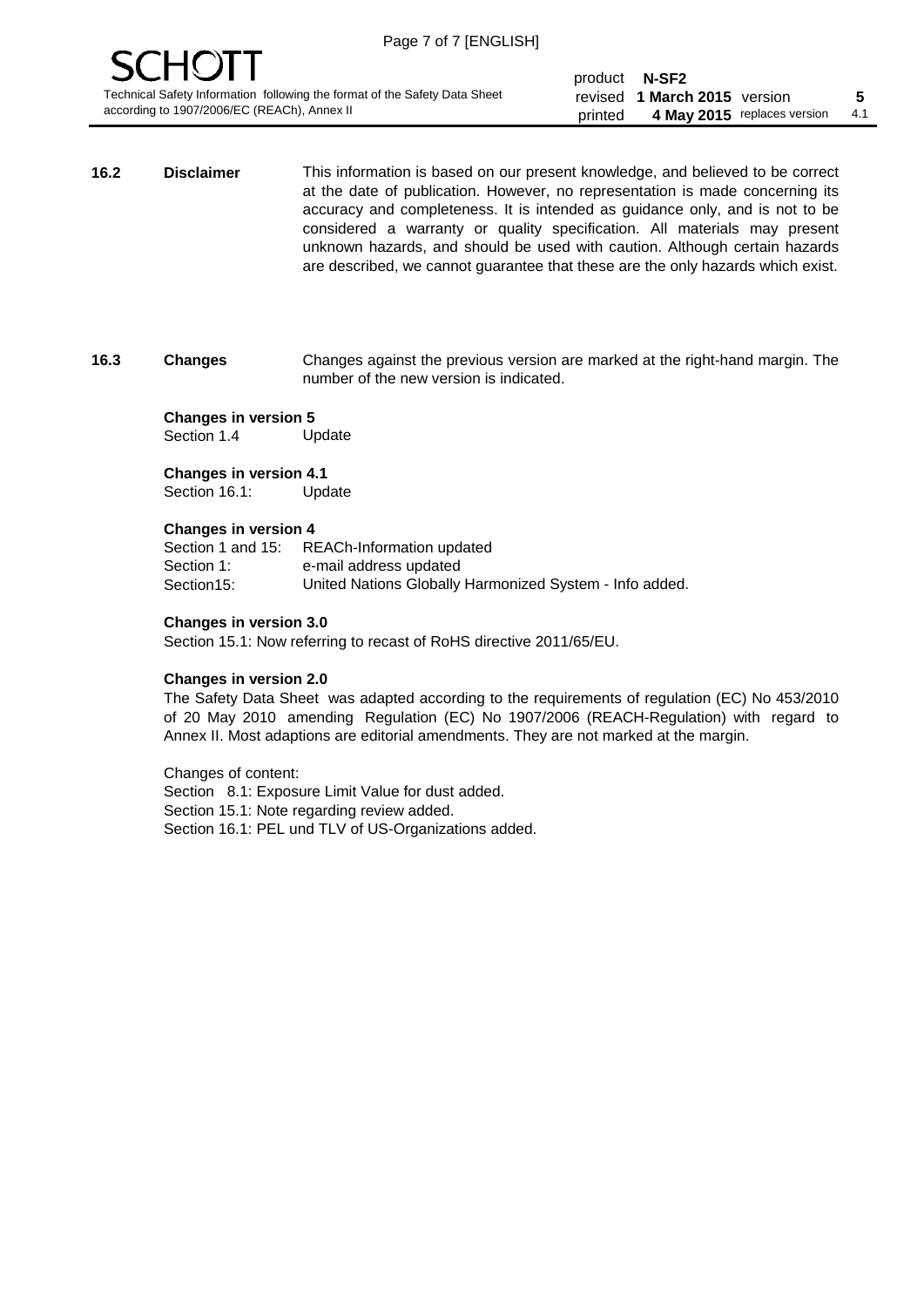## 16.2 Disclaimer

This information is based on our present knowledge, and believed to be correct at the date of publication. However, no representation is made concerning its accuracy and completeness. It is intended as guidance only, and is not to be considered a warranty or quality specification. All materials may present unknown hazards, and should be used with caution. Although certain hazards are described, we cannot guarantee that these are the only hazards which exist.

## 16.3 Changes

Changes against the previous version are marked at the right-hand margin. The number of the new version is indicated.

**Changes in version 5**

Section 1.4 Update

**Changes in version 4.1**

Section 16.1: Update

**Changes in version 4**

| | |
|---|---|
| Section 1 and 15: | REACh-Information updated |
| Section 1: | e-mail address updated |
| Section15: | United Nations Globally Harmonized System - Info added. |

**Changes in version 3.0**

Section 15.1: Now referring to recast of RoHS directive 2011/65/EU.

**Changes in version 2.0**

The Safety Data Sheet was adapted according to the requirements of regulation (EC) No 453/2010 of 20 May 2010 amending Regulation (EC) No 1907/2006 (REACH-Regulation) with regard to Annex II. Most adaptions are editorial amendments. They are not marked at the margin.

Changes of content:
Section 8.1: Exposure Limit Value for dust added.
Section 15.1: Note regarding review added.
Section 16.1: PEL und TLV of US-Organizations added.